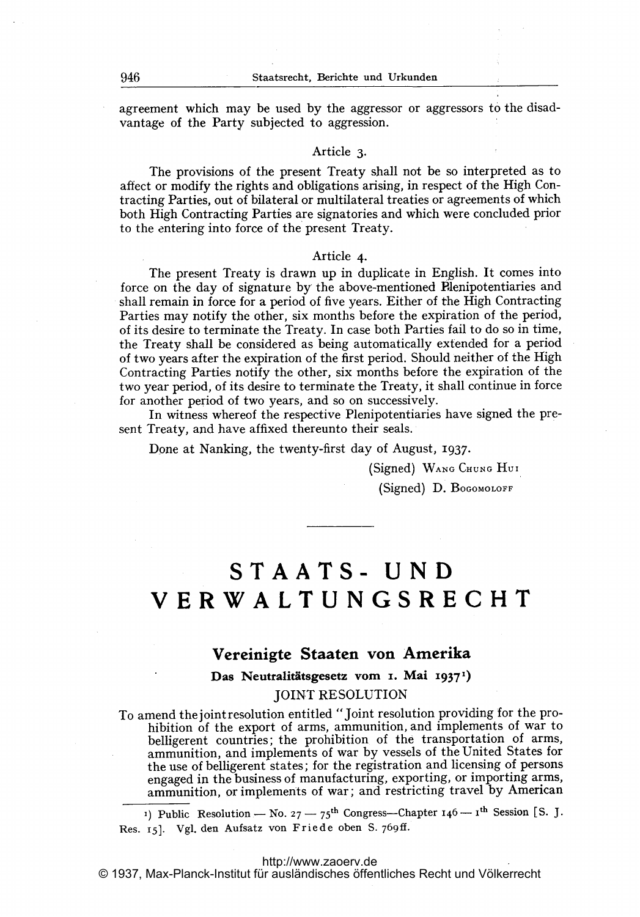agreement which may be used by the aggressor or aggressors to the disadvantage of the Party subjected to aggression.

Article 3.

The provisions of the present Treaty shall not be so interpreted as to affect or modify the rights and obligations arising, in respect of the High Contracting Parties, out of bilateral or multilateral treaties or agreements of which both High Contracting Parties are signatories and which were concluded prior to the entering into force of the present Treaty.

Article 4.

The present Treaty is drawn up in duplicate in English. It comes into force on the day of signature by the above-mentioned Plenipotentiaries and shall remain in force for a period of five years. Either of the High Contracting Parties may notify the other, six months before the expiration of the period, of its desire to terminate the Treaty. In case both Parties fail to do so in time, the Treaty shall be considered as being automatically extended for a period of two years after the expiration of the first period. Should neither of the High Contracting Parties notify the other, six months before the expiration of the two year period, of its desire to terminate the Treaty, it shall continue in force for another period of two years, and so on successively.

In witness whereof the respective Plenipotentiaries have signed the present Treaty, and have affixed thereunto their seals.

Done at Nanking, the twenty-first day of August, 1937.

(Signed) Wang Chung Hui

(Signed) D. Bogomoloff

---

# STAATS- UND VERWALTUNGSRECHT

## Vereinigte Staaten von Amerika

### Das Neutralitätsgesetz vom 1. Mai 1937[1])

JOINT RESOLUTION

To amend the joint resolution entitled "Joint resolution providing for the prohibition of the export of arms, ammunition, and implements of war to belligerent countries; the prohibition of the transportation of arms, ammunition, and implements of war by vessels of the United States for the use of belligerent states; for the registration and licensing of persons engaged in the business of manufacturing, exporting, or importing arms, ammunition, or implements of war; and restricting travel by American

---

1) Public Resolution — No. 27 — 75th Congress—Chapter 146 — 1th Session [S. J. Res. 15]. Vgl. den Aufsatz von Friede oben S. 769ff.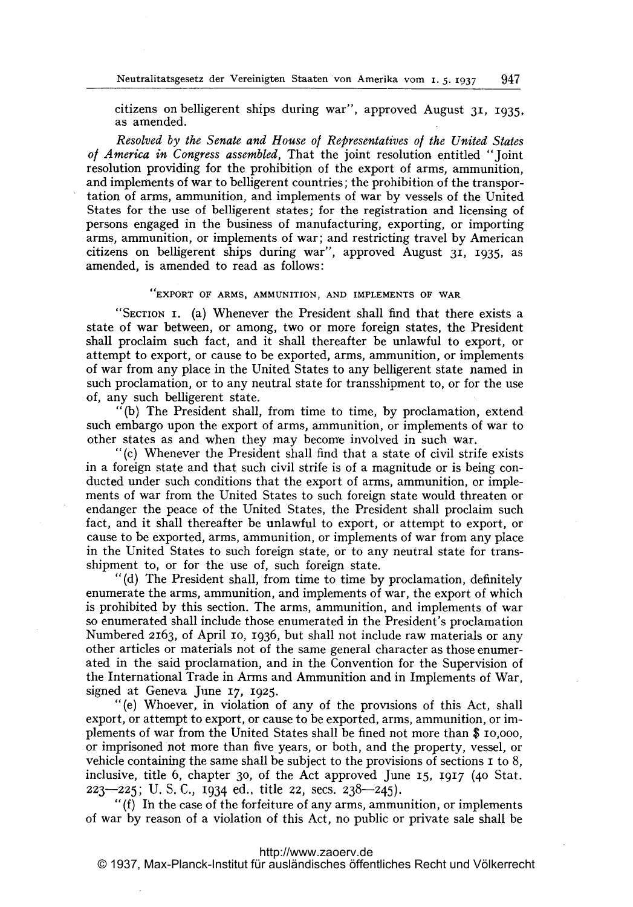citizens on belligerent ships during war", approved August 31, 1935, as amended.

*Resolved by the Senate and House of Representatives of the United States of America in Congress assembled,* That the joint resolution entitled "Joint resolution providing for the prohibition of the export of arms, ammunition, and implements of war to belligerent countries; the prohibition of the transportation of arms, ammunition, and implements of war by vessels of the United States for the use of belligerent states; for the registration and licensing of persons engaged in the business of manufacturing, exporting, or importing arms, ammunition, or implements of war; and restricting travel by American citizens on belligerent ships during war", approved August 31, 1935, as amended, is amended to read as follows:

"EXPORT OF ARMS, AMMUNITION, AND IMPLEMENTS OF WAR

"SECTION 1. (a) Whenever the President shall find that there exists a state of war between, or among, two or more foreign states, the President shall proclaim such fact, and it shall thereafter be unlawful to export, or attempt to export, or cause to be exported, arms, ammunition, or implements of war from any place in the United States to any belligerent state named in such proclamation, or to any neutral state for transshipment to, or for the use of, any such belligerent state.

"(b) The President shall, from time to time, by proclamation, extend such embargo upon the export of arms, ammunition, or implements of war to other states as and when they may become involved in such war.

"(c) Whenever the President shall find that a state of civil strife exists in a foreign state and that such civil strife is of a magnitude or is being conducted under such conditions that the export of arms, ammunition, or implements of war from the United States to such foreign state would threaten or endanger the peace of the United States, the President shall proclaim such fact, and it shall thereafter be unlawful to export, or attempt to export, or cause to be exported, arms, ammunition, or implements of war from any place in the United States to such foreign state, or to any neutral state for transshipment to, or for the use of, such foreign state.

"(d) The President shall, from time to time by proclamation, definitely enumerate the arms, ammunition, and implements of war, the export of which is prohibited by this section. The arms, ammunition, and implements of war so enumerated shall include those enumerated in the President's proclamation Numbered 2163, of April 10, 1936, but shall not include raw materials or any other articles or materials not of the same general character as those enumerated in the said proclamation, and in the Convention for the Supervision of the International Trade in Arms and Ammunition and in Implements of War, signed at Geneva June 17, 1925.

"(e) Whoever, in violation of any of the provisions of this Act, shall export, or attempt to export, or cause to be exported, arms, ammunition, or implements of war from the United States shall be fined not more than $ 10,000, or imprisoned not more than five years, or both, and the property, vessel, or vehicle containing the same shall be subject to the provisions of sections 1 to 8, inclusive, title 6, chapter 30, of the Act approved June 15, 1917 (40 Stat. 223—225; U. S. C., 1934 ed., title 22, secs. 238—245).

"(f) In the case of the forfeiture of any arms, ammunition, or implements of war by reason of a violation of this Act, no public or private sale shall be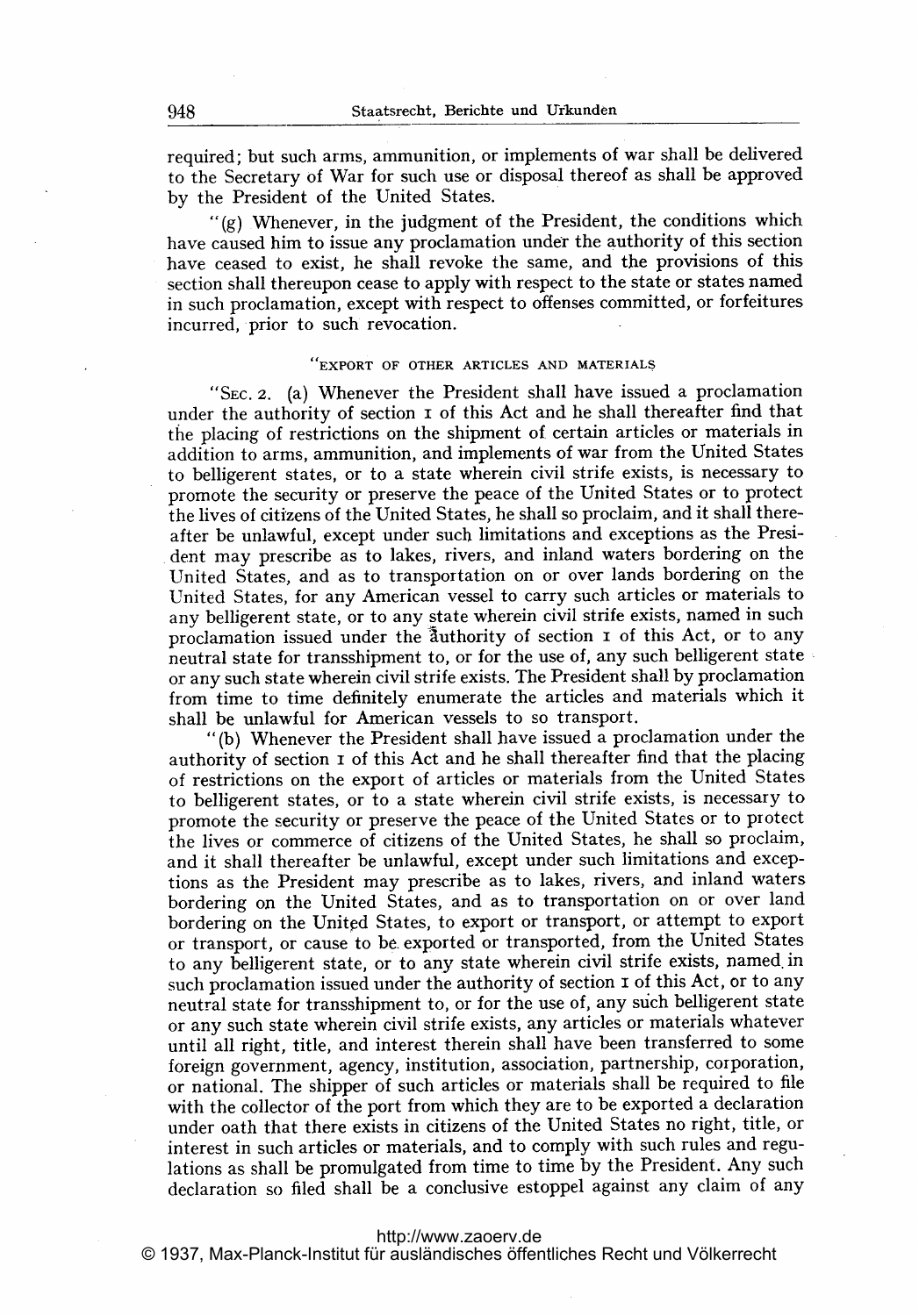required; but such arms, ammunition, or implements of war shall be delivered to the Secretary of War for such use or disposal thereof as shall be approved by the President of the United States.

"(g) Whenever, in the judgment of the President, the conditions which have caused him to issue any proclamation under the authority of this section have ceased to exist, he shall revoke the same, and the provisions of this section shall thereupon cease to apply with respect to the state or states named in such proclamation, except with respect to offenses committed, or forfeitures incurred, prior to such revocation.

"EXPORT OF OTHER ARTICLES AND MATERIALS

"SEC. 2. (a) Whenever the President shall have issued a proclamation under the authority of section 1 of this Act and he shall thereafter find that the placing of restrictions on the shipment of certain articles or materials in addition to arms, ammunition, and implements of war from the United States to belligerent states, or to a state wherein civil strife exists, is necessary to promote the security or preserve the peace of the United States or to protect the lives of citizens of the United States, he shall so proclaim, and it shall thereafter be unlawful, except under such limitations and exceptions as the President may prescribe as to lakes, rivers, and inland waters bordering on the United States, and as to transportation on or over lands bordering on the United States, for any American vessel to carry such articles or materials to any belligerent state, or to any state wherein civil strife exists, named in such proclamation issued under the authority of section 1 of this Act, or to any neutral state for transshipment to, or for the use of, any such belligerent state or any such state wherein civil strife exists. The President shall by proclamation from time to time definitely enumerate the articles and materials which it shall be unlawful for American vessels to so transport.

"(b) Whenever the President shall have issued a proclamation under the authority of section 1 of this Act and he shall thereafter find that the placing of restrictions on the export of articles or materials from the United States to belligerent states, or to a state wherein civil strife exists, is necessary to promote the security or preserve the peace of the United States or to protect the lives or commerce of citizens of the United States, he shall so proclaim, and it shall thereafter be unlawful, except under such limitations and exceptions as the President may prescribe as to lakes, rivers, and inland waters bordering on the United States, and as to transportation on or over land bordering on the United States, to export or transport, or attempt to export or transport, or cause to be exported or transported, from the United States to any belligerent state, or to any state wherein civil strife exists, named in such proclamation issued under the authority of section 1 of this Act, or to any neutral state for transshipment to, or for the use of, any such belligerent state or any such state wherein civil strife exists, any articles or materials whatever until all right, title, and interest therein shall have been transferred to some foreign government, agency, institution, association, partnership, corporation, or national. The shipper of such articles or materials shall be required to file with the collector of the port from which they are to be exported a declaration under oath that there exists in citizens of the United States no right, title, or interest in such articles or materials, and to comply with such rules and regulations as shall be promulgated from time to time by the President. Any such declaration so filed shall be a conclusive estoppel against any claim of any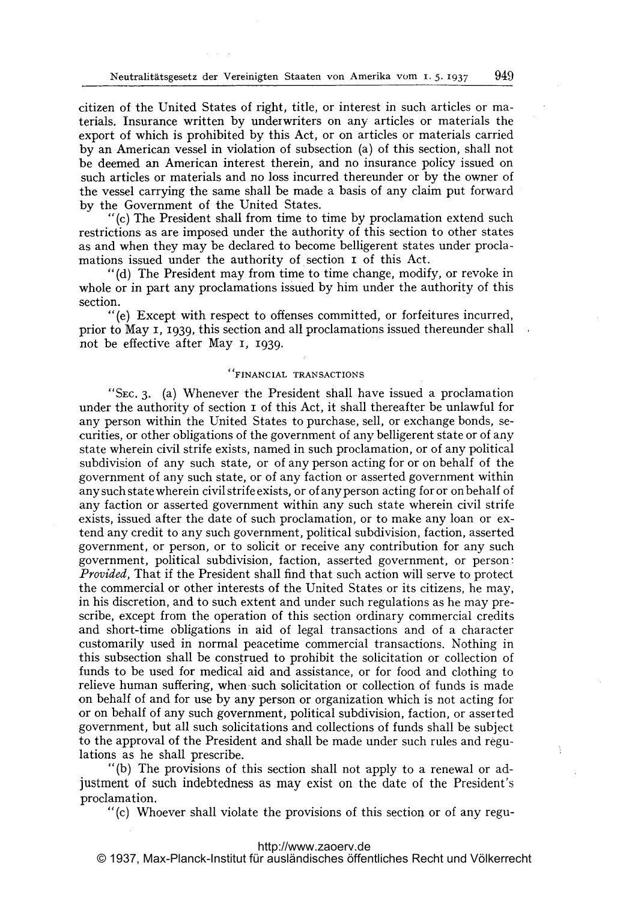citizen of the United States of right, title, or interest in such articles or materials. Insurance written by underwriters on any articles or materials the export of which is prohibited by this Act, or on articles or materials carried by an American vessel in violation of subsection (a) of this section, shall not be deemed an American interest therein, and no insurance policy issued on such articles or materials and no loss incurred thereunder or by the owner of the vessel carrying the same shall be made a basis of any claim put forward by the Government of the United States.

"(c) The President shall from time to time by proclamation extend such restrictions as are imposed under the authority of this section to other states as and when they may be declared to become belligerent states under proclamations issued under the authority of section 1 of this Act.

"(d) The President may from time to time change, modify, or revoke in whole or in part any proclamations issued by him under the authority of this section.

"(e) Except with respect to offenses committed, or forfeitures incurred, prior to May 1, 1939, this section and all proclamations issued thereunder shall not be effective after May 1, 1939.

"FINANCIAL TRANSACTIONS

"SEC. 3. (a) Whenever the President shall have issued a proclamation under the authority of section 1 of this Act, it shall thereafter be unlawful for any person within the United States to purchase, sell, or exchange bonds, securities, or other obligations of the government of any belligerent state or of any state wherein civil strife exists, named in such proclamation, or of any political subdivision of any such state, or of any person acting for or on behalf of the government of any such state, or of any faction or asserted government within any such state wherein civil strife exists, or of any person acting for or on behalf of any faction or asserted government within any such state wherein civil strife exists, issued after the date of such proclamation, or to make any loan or extend any credit to any such government, political subdivision, faction, asserted government, or person, or to solicit or receive any contribution for any such government, political subdivision, faction, asserted government, or person: *Provided,* That if the President shall find that such action will serve to protect the commercial or other interests of the United States or its citizens, he may, in his discretion, and to such extent and under such regulations as he may prescribe, except from the operation of this section ordinary commercial credits and short-time obligations in aid of legal transactions and of a character customarily used in normal peacetime commercial transactions. Nothing in this subsection shall be construed to prohibit the solicitation or collection of funds to be used for medical aid and assistance, or for food and clothing to relieve human suffering, when such solicitation or collection of funds is made on behalf of and for use by any person or organization which is not acting for or on behalf of any such government, political subdivision, faction, or asserted government, but all such solicitations and collections of funds shall be subject to the approval of the President and shall be made under such rules and regulations as he shall prescribe.

"(b) The provisions of this section shall not apply to a renewal or adjustment of such indebtedness as may exist on the date of the President's proclamation.

"(c) Whoever shall violate the provisions of this section or of any regu-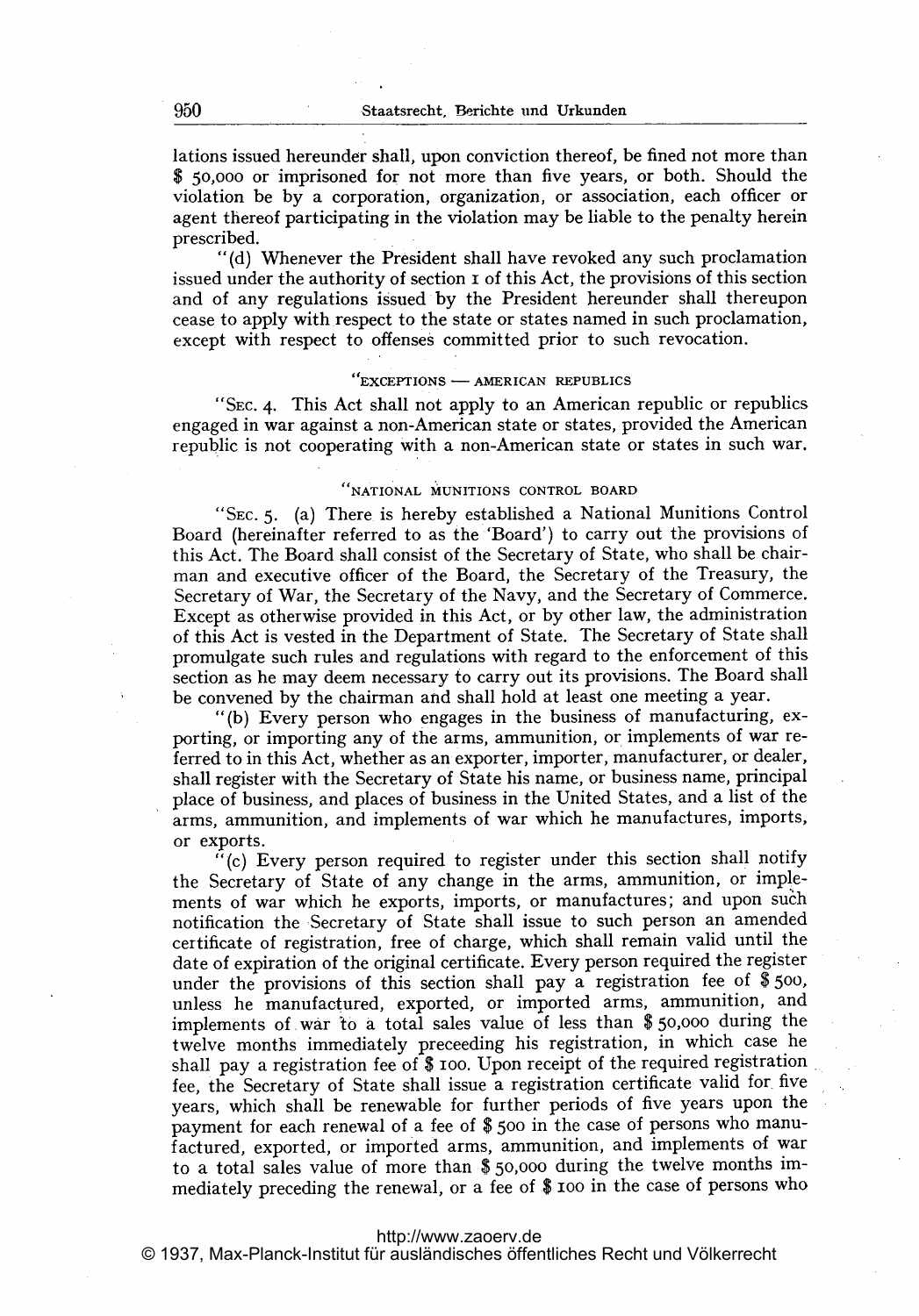lations issued hereunder shall, upon conviction thereof, be fined not more than $ 50,000 or imprisoned for not more than five years, or both. Should the violation be by a corporation, organization, or association, each officer or agent thereof participating in the violation may be liable to the penalty herein prescribed.

"(d) Whenever the President shall have revoked any such proclamation issued under the authority of section 1 of this Act, the provisions of this section and of any regulations issued by the President hereunder shall thereupon cease to apply with respect to the state or states named in such proclamation, except with respect to offenses committed prior to such revocation.

"EXCEPTIONS — AMERICAN REPUBLICS

"SEC. 4. This Act shall not apply to an American republic or republics engaged in war against a non-American state or states, provided the American republic is not cooperating with a non-American state or states in such war.

"NATIONAL MUNITIONS CONTROL BOARD

"SEC. 5. (a) There is hereby established a National Munitions Control Board (hereinafter referred to as the 'Board') to carry out the provisions of this Act. The Board shall consist of the Secretary of State, who shall be chairman and executive officer of the Board, the Secretary of the Treasury, the Secretary of War, the Secretary of the Navy, and the Secretary of Commerce. Except as otherwise provided in this Act, or by other law, the administration of this Act is vested in the Department of State. The Secretary of State shall promulgate such rules and regulations with regard to the enforcement of this section as he may deem necessary to carry out its provisions. The Board shall be convened by the chairman and shall hold at least one meeting a year.

"(b) Every person who engages in the business of manufacturing, exporting, or importing any of the arms, ammunition, or implements of war referred to in this Act, whether as an exporter, importer, manufacturer, or dealer, shall register with the Secretary of State his name, or business name, principal place of business, and places of business in the United States, and a list of the arms, ammunition, and implements of war which he manufactures, imports, or exports.

"(c) Every person required to register under this section shall notify the Secretary of State of any change in the arms, ammunition, or implements of war which he exports, imports, or manufactures; and upon such notification the Secretary of State shall issue to such person an amended certificate of registration, free of charge, which shall remain valid until the date of expiration of the original certificate. Every person required the register under the provisions of this section shall pay a registration fee of $ 500, unless he manufactured, exported, or imported arms, ammunition, and implements of war to a total sales value of less than $ 50,000 during the twelve months immediately preceeding his registration, in which case he shall pay a registration fee of $ 100. Upon receipt of the required registration fee, the Secretary of State shall issue a registration certificate valid for five years, which shall be renewable for further periods of five years upon the payment for each renewal of a fee of $ 500 in the case of persons who manufactured, exported, or imported arms, ammunition, and implements of war to a total sales value of more than $ 50,000 during the twelve months immediately preceding the renewal, or a fee of $ 100 in the case of persons who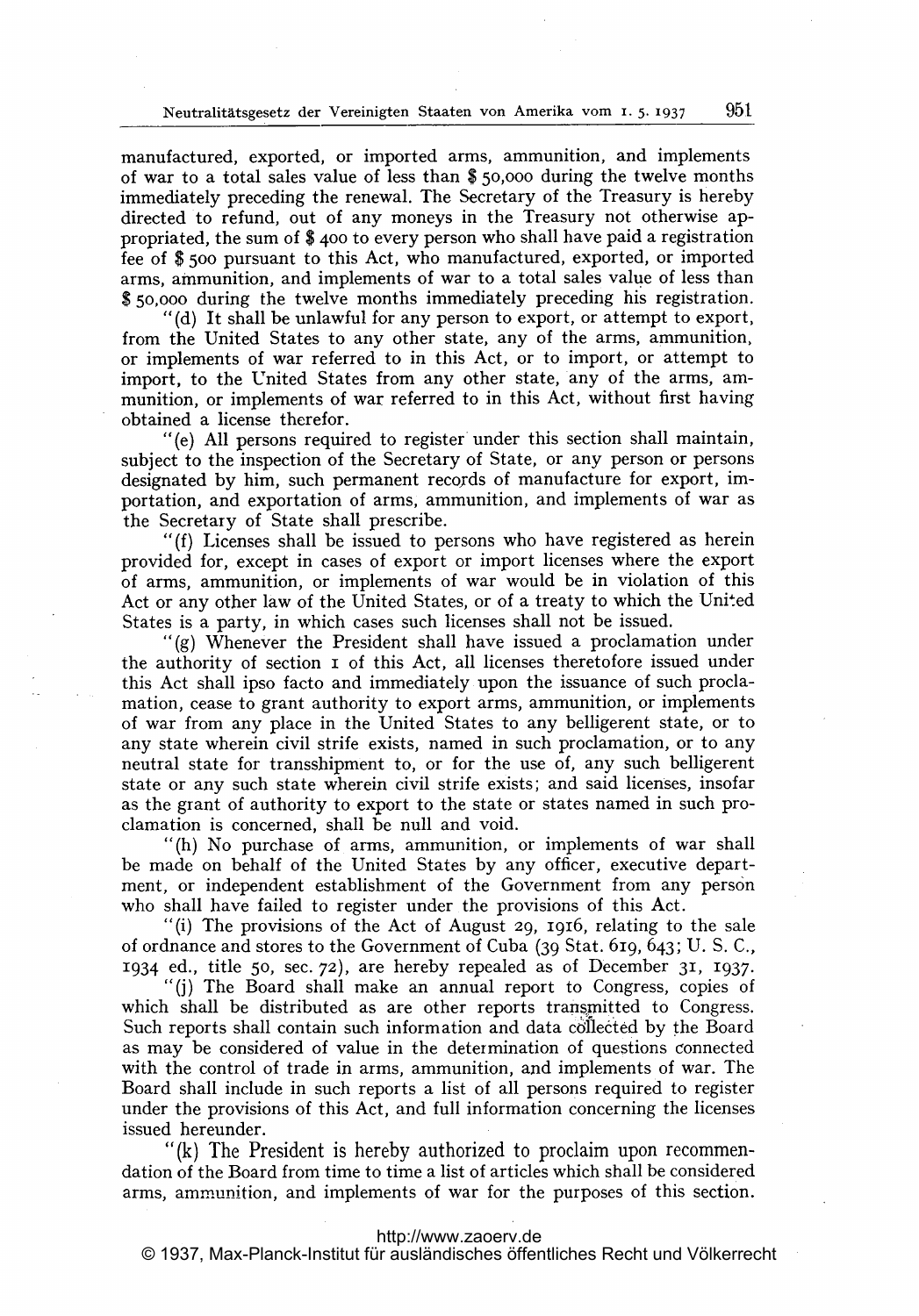manufactured, exported, or imported arms, ammunition, and implements of war to a total sales value of less than $ 50,000 during the twelve months immediately preceding the renewal. The Secretary of the Treasury is hereby directed to refund, out of any moneys in the Treasury not otherwise appropriated, the sum of $ 400 to every person who shall have paid a registration fee of $ 500 pursuant to this Act, who manufactured, exported, or imported arms, ammunition, and implements of war to a total sales value of less than $ 50,000 during the twelve months immediately preceding his registration.

"(d) It shall be unlawful for any person to export, or attempt to export, from the United States to any other state, any of the arms, ammunition, or implements of war referred to in this Act, or to import, or attempt to import, to the United States from any other state, any of the arms, ammunition, or implements of war referred to in this Act, without first having obtained a license therefor.

"(e) All persons required to register under this section shall maintain, subject to the inspection of the Secretary of State, or any person or persons designated by him, such permanent records of manufacture for export, importation, and exportation of arms, ammunition, and implements of war as the Secretary of State shall prescribe.

"(f) Licenses shall be issued to persons who have registered as herein provided for, except in cases of export or import licenses where the export of arms, ammunition, or implements of war would be in violation of this Act or any other law of the United States, or of a treaty to which the United States is a party, in which cases such licenses shall not be issued.

"(g) Whenever the President shall have issued a proclamation under the authority of section 1 of this Act, all licenses theretofore issued under this Act shall ipso facto and immediately upon the issuance of such proclamation, cease to grant authority to export arms, ammunition, or implements of war from any place in the United States to any belligerent state, or to any state wherein civil strife exists, named in such proclamation, or to any neutral state for transshipment to, or for the use of, any such belligerent state or any such state wherein civil strife exists; and said licenses, insofar as the grant of authority to export to the state or states named in such proclamation is concerned, shall be null and void.

"(h) No purchase of arms, ammunition, or implements of war shall be made on behalf of the United States by any officer, executive department, or independent establishment of the Government from any person who shall have failed to register under the provisions of this Act.

"(i) The provisions of the Act of August 29, 1916, relating to the sale of ordnance and stores to the Government of Cuba (39 Stat. 619, 643; U. S. C., 1934 ed., title 50, sec. 72), are hereby repealed as of December 31, 1937.

"(j) The Board shall make an annual report to Congress, copies of which shall be distributed as are other reports transmitted to Congress. Such reports shall contain such information and data collected by the Board as may be considered of value in the determination of questions connected with the control of trade in arms, ammunition, and implements of war. The Board shall include in such reports a list of all persons required to register under the provisions of this Act, and full information concerning the licenses issued hereunder.

"(k) The President is hereby authorized to proclaim upon recommendation of the Board from time to time a list of articles which shall be considered arms, ammunition, and implements of war for the purposes of this section.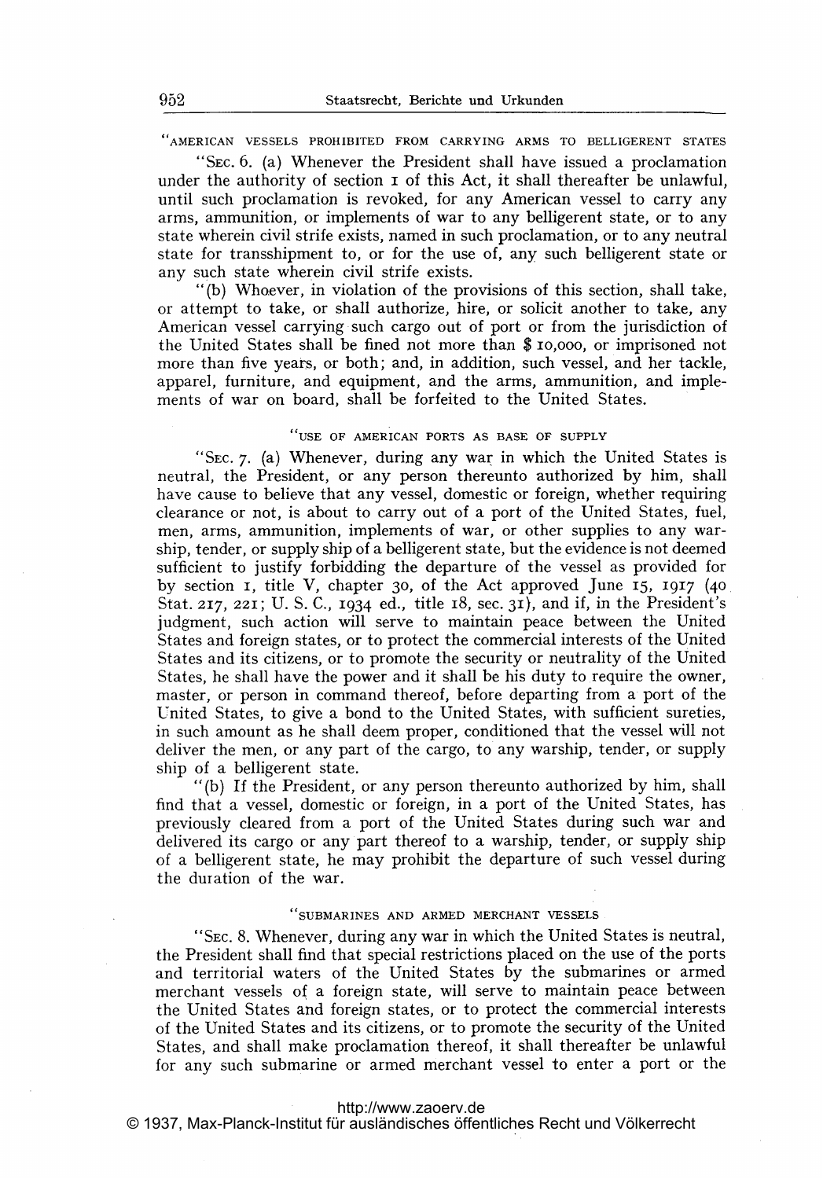"AMERICAN VESSELS PROHIBITED FROM CARRYING ARMS TO BELLIGERENT STATES

"SEC. 6. (a) Whenever the President shall have issued a proclamation under the authority of section 1 of this Act, it shall thereafter be unlawful, until such proclamation is revoked, for any American vessel to carry any arms, ammunition, or implements of war to any belligerent state, or to any state wherein civil strife exists, named in such proclamation, or to any neutral state for transshipment to, or for the use of, any such belligerent state or any such state wherein civil strife exists.

"(b) Whoever, in violation of the provisions of this section, shall take, or attempt to take, or shall authorize, hire, or solicit another to take, any American vessel carrying such cargo out of port or from the jurisdiction of the United States shall be fined not more than $ 10,000, or imprisoned not more than five years, or both; and, in addition, such vessel, and her tackle, apparel, furniture, and equipment, and the arms, ammunition, and implements of war on board, shall be forfeited to the United States.

"USE OF AMERICAN PORTS AS BASE OF SUPPLY

"SEC. 7. (a) Whenever, during any war in which the United States is neutral, the President, or any person thereunto authorized by him, shall have cause to believe that any vessel, domestic or foreign, whether requiring clearance or not, is about to carry out of a port of the United States, fuel, men, arms, ammunition, implements of war, or other supplies to any warship, tender, or supply ship of a belligerent state, but the evidence is not deemed sufficient to justify forbidding the departure of the vessel as provided for by section 1, title V, chapter 30, of the Act approved June 15, 1917 (40 Stat. 217, 221; U. S. C., 1934 ed., title 18, sec. 31), and if, in the President's judgment, such action will serve to maintain peace between the United States and foreign states, or to protect the commercial interests of the United States and its citizens, or to promote the security or neutrality of the United States, he shall have the power and it shall be his duty to require the owner, master, or person in command thereof, before departing from a port of the United States, to give a bond to the United States, with sufficient sureties, in such amount as he shall deem proper, conditioned that the vessel will not deliver the men, or any part of the cargo, to any warship, tender, or supply ship of a belligerent state.

"(b) If the President, or any person thereunto authorized by him, shall find that a vessel, domestic or foreign, in a port of the United States, has previously cleared from a port of the United States during such war and delivered its cargo or any part thereof to a warship, tender, or supply ship of a belligerent state, he may prohibit the departure of such vessel during the duration of the war.

"SUBMARINES AND ARMED MERCHANT VESSELS

"SEC. 8. Whenever, during any war in which the United States is neutral, the President shall find that special restrictions placed on the use of the ports and territorial waters of the United States by the submarines or armed merchant vessels of a foreign state, will serve to maintain peace between the United States and foreign states, or to protect the commercial interests of the United States and its citizens, or to promote the security of the United States, and shall make proclamation thereof, it shall thereafter be unlawful for any such submarine or armed merchant vessel to enter a port or the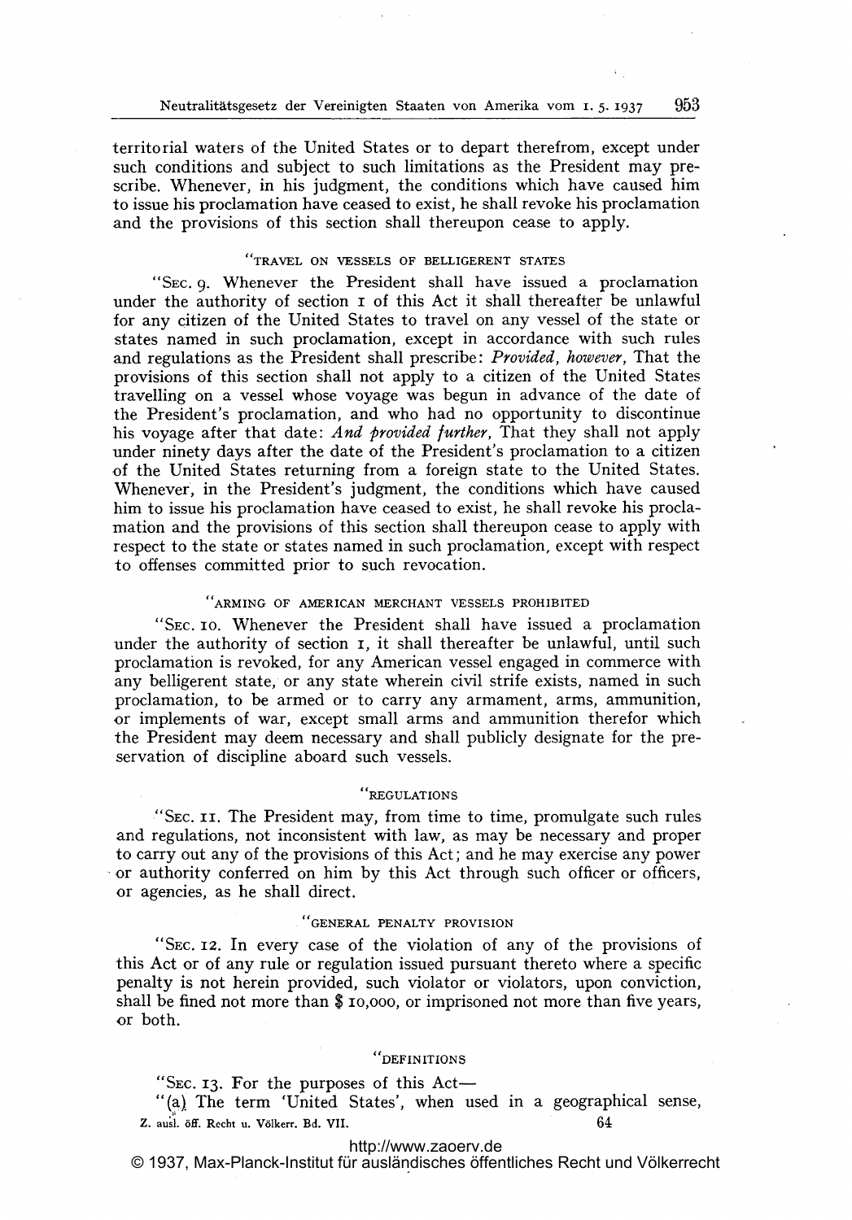territorial waters of the United States or to depart therefrom, except under such conditions and subject to such limitations as the President may prescribe. Whenever, in his judgment, the conditions which have caused him to issue his proclamation have ceased to exist, he shall revoke his proclamation and the provisions of this section shall thereupon cease to apply.

"TRAVEL ON VESSELS OF BELLIGERENT STATES

"SEC. 9. Whenever the President shall have issued a proclamation under the authority of section 1 of this Act it shall thereafter be unlawful for any citizen of the United States to travel on any vessel of the state or states named in such proclamation, except in accordance with such rules and regulations as the President shall prescribe: *Provided, however,* That the provisions of this section shall not apply to a citizen of the United States travelling on a vessel whose voyage was begun in advance of the date of the President's proclamation, and who had no opportunity to discontinue his voyage after that date: *And provided further,* That they shall not apply under ninety days after the date of the President's proclamation to a citizen of the United States returning from a foreign state to the United States. Whenever, in the President's judgment, the conditions which have caused him to issue his proclamation have ceased to exist, he shall revoke his proclamation and the provisions of this section shall thereupon cease to apply with respect to the state or states named in such proclamation, except with respect to offenses committed prior to such revocation.

"ARMING OF AMERICAN MERCHANT VESSELS PROHIBITED

"SEC. 10. Whenever the President shall have issued a proclamation under the authority of section 1, it shall thereafter be unlawful, until such proclamation is revoked, for any American vessel engaged in commerce with any belligerent state, or any state wherein civil strife exists, named in such proclamation, to be armed or to carry any armament, arms, ammunition, or implements of war, except small arms and ammunition therefor which the President may deem necessary and shall publicly designate for the preservation of discipline aboard such vessels.

"REGULATIONS

"SEC. 11. The President may, from time to time, promulgate such rules and regulations, not inconsistent with law, as may be necessary and proper to carry out any of the provisions of this Act; and he may exercise any power or authority conferred on him by this Act through such officer or officers, or agencies, as he shall direct.

"GENERAL PENALTY PROVISION

"SEC. 12. In every case of the violation of any of the provisions of this Act or of any rule or regulation issued pursuant thereto where a specific penalty is not herein provided, such violator or violators, upon conviction, shall be fined not more than $ 10,000, or imprisoned not more than five years, or both.

"DEFINITIONS

"SEC. 13. For the purposes of this Act—

"(a) The term 'United States', when used in a geographical sense,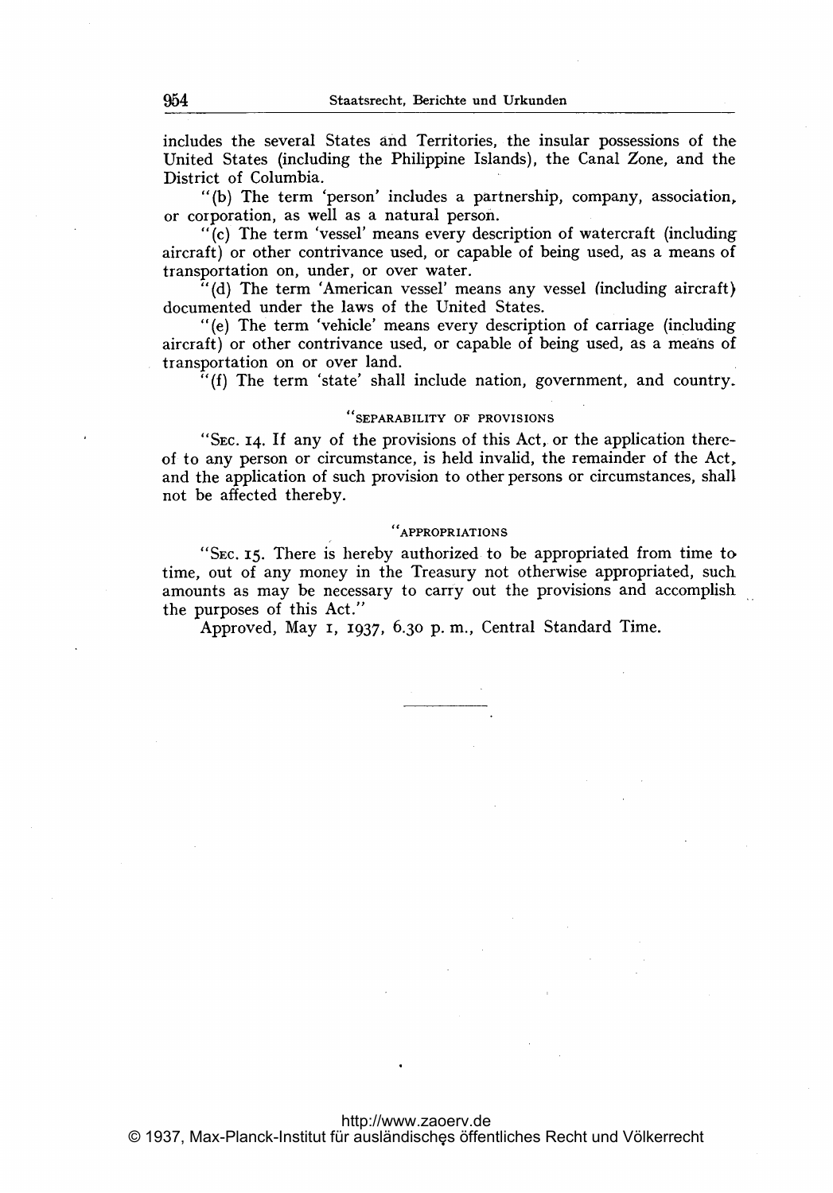includes the several States and Territories, the insular possessions of the United States (including the Philippine Islands), the Canal Zone, and the District of Columbia.

"(b) The term 'person' includes a partnership, company, association, or corporation, as well as a natural person.

"(c) The term 'vessel' means every description of watercraft (including aircraft) or other contrivance used, or capable of being used, as a means of transportation on, under, or over water.

"(d) The term 'American vessel' means any vessel (including aircraft) documented under the laws of the United States.

"(e) The term 'vehicle' means every description of carriage (including aircraft) or other contrivance used, or capable of being used, as a means of transportation on or over land.

"(f) The term 'state' shall include nation, government, and country.

"SEPARABILITY OF PROVISIONS

"SEC. 14. If any of the provisions of this Act, or the application thereof to any person or circumstance, is held invalid, the remainder of the Act, and the application of such provision to other persons or circumstances, shall not be affected thereby.

"APPROPRIATIONS

"SEC. 15. There is hereby authorized to be appropriated from time to time, out of any money in the Treasury not otherwise appropriated, such amounts as may be necessary to carry out the provisions and accomplish the purposes of this Act."

Approved, May 1, 1937, 6.30 p. m., Central Standard Time.